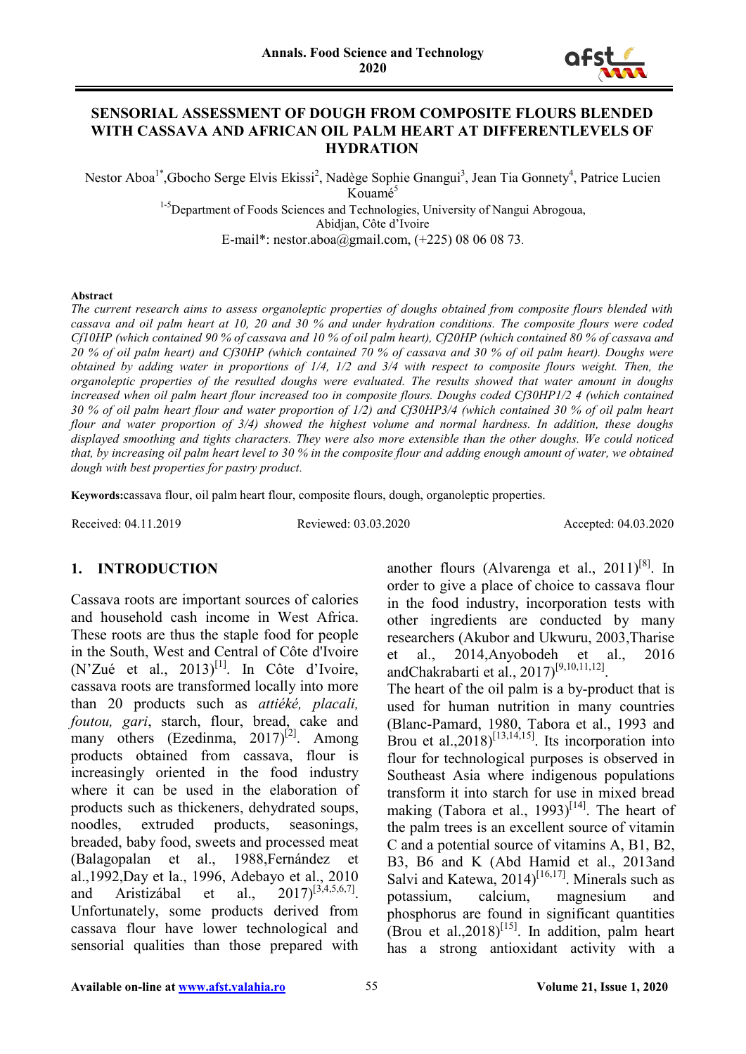# SENSORIAL ASSESSMENT OF DOUGH FROM COMPOSITE FLOURS BLENDED WITH CASSAVA AND AFRICAN OIL PALM HEART AT DIFFERENTLEVELS OF HYDRATION

Nestor Aboa[1*], Gbocho Serge Elvis Ekissi[2], Nadège Sophie Gnangui[3], Jean Tia Gonnety[4], Patrice Lucien Kouamé[5]

[1-5]Department of Foods Sciences and Technologies, University of Nangui Abrogoua, Abidjan, Côte d'Ivoire

E-mail*: nestor.aboa@gmail.com, (+225) 08 06 08 73.

**Abstract**

*The current research aims to assess organoleptic properties of doughs obtained from composite flours blended with cassava and oil palm heart at 10, 20 and 30 % and under hydration conditions. The composite flours were coded Cf10HP (which contained 90 % of cassava and 10 % of oil palm heart), Cf20HP (which contained 80 % of cassava and 20 % of oil palm heart) and Cf30HP (which contained 70 % of cassava and 30 % of oil palm heart). Doughs were obtained by adding water in proportions of 1/4, 1/2 and 3/4 with respect to composite flours weight. Then, the organoleptic properties of the resulted doughs were evaluated. The results showed that water amount in doughs increased when oil palm heart flour increased too in composite flours. Doughs coded Cf30HP1/2 4 (which contained 30 % of oil palm heart flour and water proportion of 1/2) and Cf30HP3/4 (which contained 30 % of oil palm heart flour and water proportion of 3/4) showed the highest volume and normal hardness. In addition, these doughs displayed smoothing and tights characters. They were also more extensible than the other doughs. We could noticed that, by increasing oil palm heart level to 30 % in the composite flour and adding enough amount of water, we obtained dough with best properties for pastry product.*

**Keywords:** cassava flour, oil palm heart flour, composite flours, dough, organoleptic properties.

Received: 04.11.2019 | Reviewed: 03.03.2020 | Accepted: 04.03.2020

## 1. INTRODUCTION

Cassava roots are important sources of calories and household cash income in West Africa. These roots are thus the staple food for people in the South, West and Central of Côte d'Ivoire (N'Zué et al., 2013)[1]. In Côte d'Ivoire, cassava roots are transformed locally into more than 20 products such as *attiéké, placali, foutou, gari*, starch, flour, bread, cake and many others (Ezedinma, 2017)[2]. Among products obtained from cassava, flour is increasingly oriented in the food industry where it can be used in the elaboration of products such as thickeners, dehydrated soups, noodles, extruded products, seasonings, breaded, baby food, sweets and processed meat (Balagopalan et al., 1988, Fernández et al., 1992, Day et la., 1996, Adebayo et al., 2010 and Aristizábal et al., 2017)[3,4,5,6,7]. Unfortunately, some products derived from cassava flour have lower technological and sensorial qualities than those prepared with another flours (Alvarenga et al., 2011)[8]. In order to give a place of choice to cassava flour in the food industry, incorporation tests with other ingredients are conducted by many researchers (Akubor and Ukwuru, 2003, Tharise et al., 2014, Anyobodeh et al., 2016 and Chakrabarti et al., 2017)[9,10,11,12].

The heart of the oil palm is a by-product that is used for human nutrition in many countries (Blanc-Pamard, 1980, Tabora et al., 1993 and Brou et al., 2018)[13,14,15]. Its incorporation into flour for technological purposes is observed in Southeast Asia where indigenous populations transform it into starch for use in mixed bread making (Tabora et al., 1993)[14]. The heart of the palm trees is an excellent source of vitamin C and a potential source of vitamins A, B1, B2, B3, B6 and K (Abd Hamid et al., 2013 and Salvi and Katewa, 2014)[16,17]. Minerals such as potassium, calcium, magnesium and phosphorus are found in significant quantities (Brou et al., 2018)[15]. In addition, palm heart has a strong antioxidant activity with a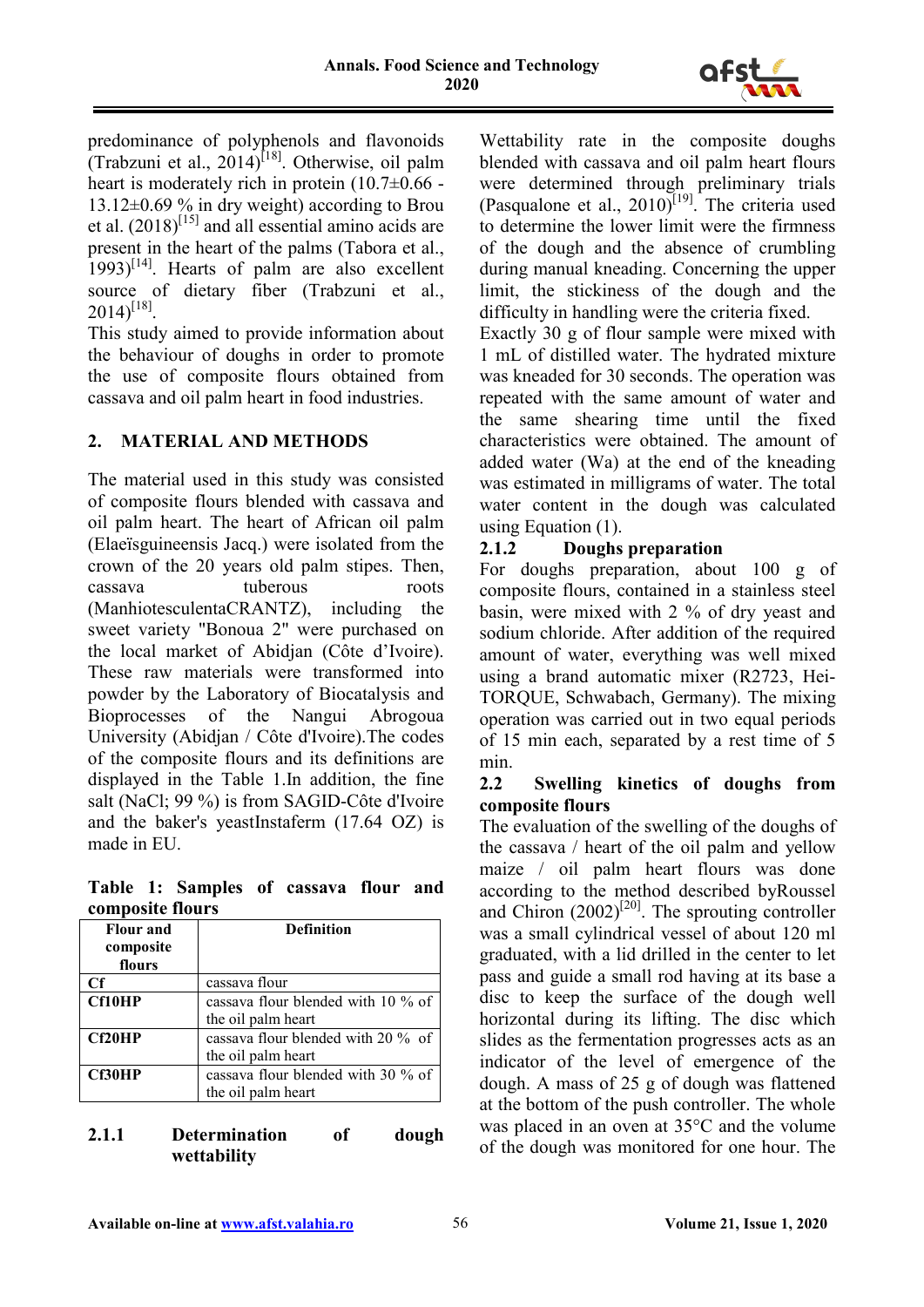predominance of polyphenols and flavonoids (Trabzuni et al., 2014)[18]. Otherwise, oil palm heart is moderately rich in protein (10.7±0.66 - 13.12±0.69 % in dry weight) according to Brou et al. (2018)[15] and all essential amino acids are present in the heart of the palms (Tabora et al., 1993)[14]. Hearts of palm are also excellent source of dietary fiber (Trabzuni et al., 2014)[18].

This study aimed to provide information about the behaviour of doughs in order to promote the use of composite flours obtained from cassava and oil palm heart in food industries.

## 2. MATERIAL AND METHODS

The material used in this study was consisted of composite flours blended with cassava and oil palm heart. The heart of African oil palm (Elaeïsguineensis Jacq.) were isolated from the crown of the 20 years old palm stipes. Then, cassava tuberous roots (ManhiotesculentaCRANTZ), including the sweet variety "Bonoua 2" were purchased on the local market of Abidjan (Côte d'Ivoire). These raw materials were transformed into powder by the Laboratory of Biocatalysis and Bioprocesses of the Nangui Abrogoua University (Abidjan / Côte d'Ivoire).The codes of the composite flours and its definitions are displayed in the Table 1.In addition, the fine salt (NaCl; 99 %) is from SAGID-Côte d'Ivoire and the baker's yeastInstaferm (17.64 OZ) is made in EU.

**Table 1: Samples of cassava flour and composite flours**

| Flour and composite flours | Definition |
|---|---|
| **Cf** | cassava flour |
| **Cf10HP** | cassava flour blended with 10 % of the oil palm heart |
| **Cf20HP** | cassava flour blended with 20 % of the oil palm heart |
| **Cf30HP** | cassava flour blended with 30 % of the oil palm heart |

### 2.1.1 Determination of dough wettability

Wettability rate in the composite doughs blended with cassava and oil palm heart flours were determined through preliminary trials (Pasqualone et al., 2010)[19]. The criteria used to determine the lower limit were the firmness of the dough and the absence of crumbling during manual kneading. Concerning the upper limit, the stickiness of the dough and the difficulty in handling were the criteria fixed.

Exactly 30 g of flour sample were mixed with 1 mL of distilled water. The hydrated mixture was kneaded for 30 seconds. The operation was repeated with the same amount of water and the same shearing time until the fixed characteristics were obtained. The amount of added water (Wa) at the end of the kneading was estimated in milligrams of water. The total water content in the dough was calculated using Equation (1).

### 2.1.2 Doughs preparation

For doughs preparation, about 100 g of composite flours, contained in a stainless steel basin, were mixed with 2 % of dry yeast and sodium chloride. After addition of the required amount of water, everything was well mixed using a brand automatic mixer (R2723, Hei-TORQUE, Schwabach, Germany). The mixing operation was carried out in two equal periods of 15 min each, separated by a rest time of 5 min.

### 2.2 Swelling kinetics of doughs from composite flours

The evaluation of the swelling of the doughs of the cassava / heart of the oil palm and yellow maize / oil palm heart flours was done according to the method described byRoussel and Chiron (2002)[20]. The sprouting controller was a small cylindrical vessel of about 120 ml graduated, with a lid drilled in the center to let pass and guide a small rod having at its base a disc to keep the surface of the dough well horizontal during its lifting. The disc which slides as the fermentation progresses acts as an indicator of the level of emergence of the dough. A mass of 25 g of dough was flattened at the bottom of the push controller. The whole was placed in an oven at 35°C and the volume of the dough was monitored for one hour. The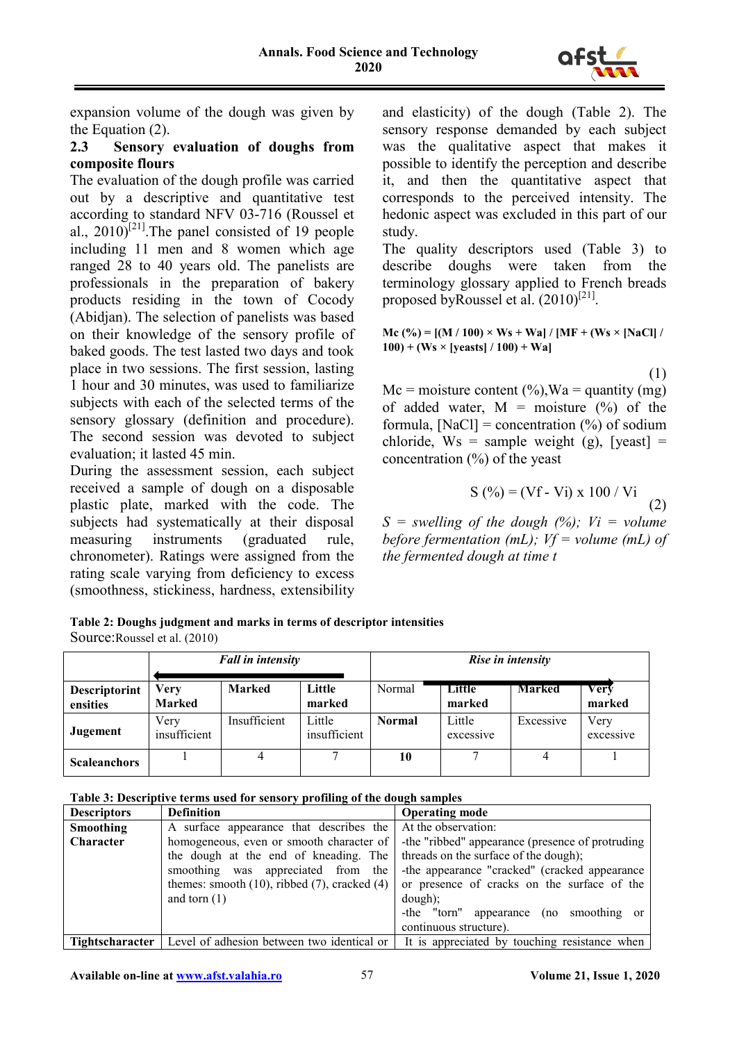expansion volume of the dough was given by the Equation (2).

### 2.3 Sensory evaluation of doughs from composite flours

The evaluation of the dough profile was carried out by a descriptive and quantitative test according to standard NFV 03-716 (Roussel et al., 2010)[21].The panel consisted of 19 people including 11 men and 8 women which age ranged 28 to 40 years old. The panelists are professionals in the preparation of bakery products residing in the town of Cocody (Abidjan). The selection of panelists was based on their knowledge of the sensory profile of baked goods. The test lasted two days and took place in two sessions. The first session, lasting 1 hour and 30 minutes, was used to familiarize subjects with each of the selected terms of the sensory glossary (definition and procedure). The second session was devoted to subject evaluation; it lasted 45 min.

During the assessment session, each subject received a sample of dough on a disposable plastic plate, marked with the code. The subjects had systematically at their disposal measuring instruments (graduated rule, chronometer). Ratings were assigned from the rating scale varying from deficiency to excess (smoothness, stickiness, hardness, extensibility and elasticity) of the dough (Table 2). The sensory response demanded by each subject was the qualitative aspect that makes it possible to identify the perception and describe it, and then the quantitative aspect that corresponds to the perceived intensity. The hedonic aspect was excluded in this part of our study.

The quality descriptors used (Table 3) to describe doughs were taken from the terminology glossary applied to French breads proposed byRoussel et al. (2010)[21].

$$Mc\ (\%) = [(M / 100) \times Ws + Wa] / [MF + (Ws \times [NaCl] / 100) + (Ws \times [yeasts] / 100) + Wa] \quad (1)$$

Mc = moisture content (%),Wa = quantity (mg) of added water, M = moisture (%) of the formula, [NaCl] = concentration (%) of sodium chloride, Ws = sample weight (g), [yeast] = concentration (%) of the yeast

$$S\ (\%) = (Vf - Vi) \times 100 / Vi \quad (2)$$

*S = swelling of the dough (%); Vi = volume before fermentation (mL); Vf = volume (mL) of the fermented dough at time t*

**Table 2: Doughs judgment and marks in terms of descriptor intensities**

Source:Roussel et al. (2010)

| | *Fall in intensity* | | | | *Rise in intensity* | | |
|---|---|---|---|---|---|---|---|
| **Descriptorintensities** | **Very Marked** | **Marked** | **Little marked** | Normal | **Little marked** | **Marked** | **Very marked** |
| **Jugement** | Very insufficient | Insufficient | Little insufficient | **Normal** | Little excessive | Excessive | Very excessive |
| **Scaleanchors** | 1 | 4 | 7 | **10** | 7 | 4 | 1 |

**Table 3: Descriptive terms used for sensory profiling of the dough samples**

| **Descriptors** | **Definition** | **Operating mode** |
|---|---|---|
| **Smoothing Character** | A surface appearance that describes the homogeneous, even or smooth character of the dough at the end of kneading. The smoothing was appreciated from the themes: smooth (10), ribbed (7), cracked (4) and torn (1) | At the observation: -the "ribbed" appearance (presence of protruding threads on the surface of the dough); -the appearance "cracked" (cracked appearance or presence of cracks on the surface of the dough); -the "torn" appearance (no smoothing or continuous structure). |
| **Tightscharacter** | Level of adhesion between two identical or | It is appreciated by touching resistance when |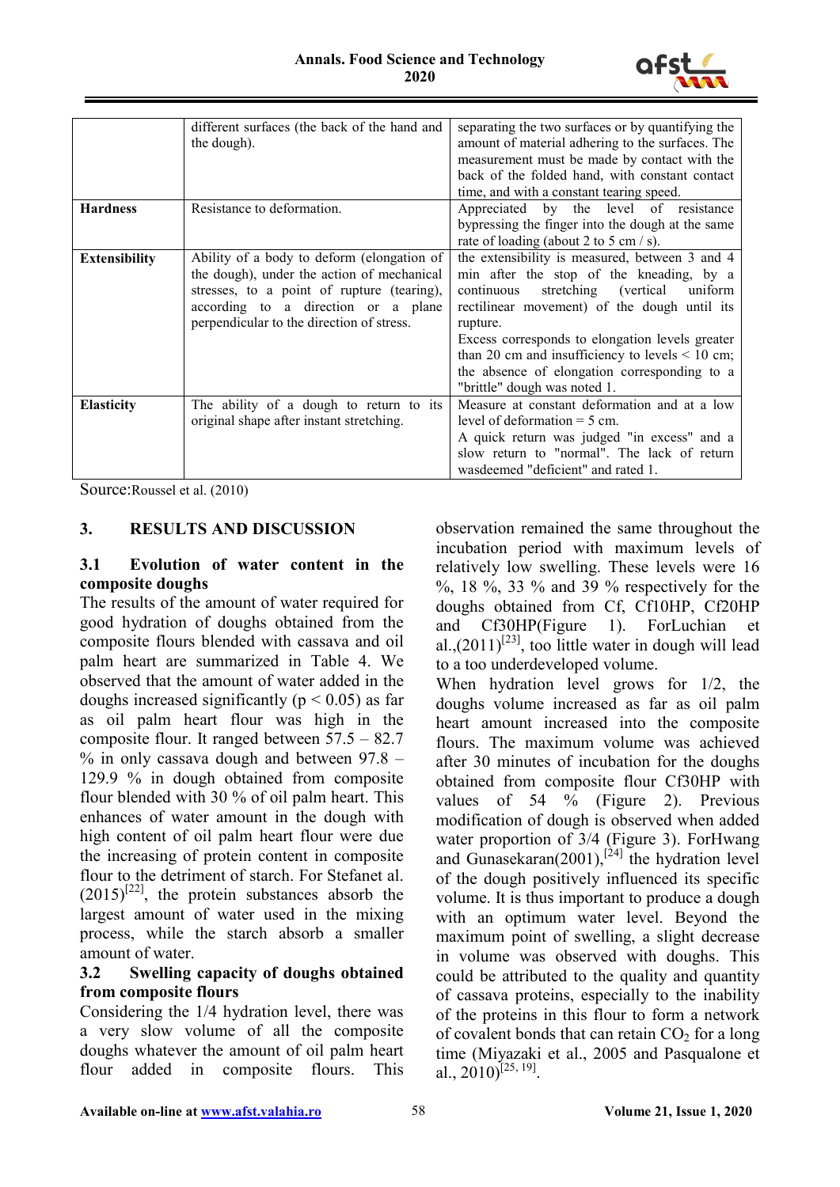|  | different surfaces (the back of the hand and the dough). | separating the two surfaces or by quantifying the amount of material adhering to the surfaces. The measurement must be made by contact with the back of the folded hand, with constant contact time, and with a constant tearing speed. |
|---|---|---|
| **Hardness** | Resistance to deformation. | Appreciated by the level of resistance bypressing the finger into the dough at the same rate of loading (about 2 to 5 cm / s). |
| **Extensibility** | Ability of a body to deform (elongation of the dough), under the action of mechanical stresses, to a point of rupture (tearing), according to a direction or a plane perpendicular to the direction of stress. | the extensibility is measured, between 3 and 4 min after the stop of the kneading, by a continuous stretching (vertical uniform rectilinear movement) of the dough until its rupture.<br>Excess corresponds to elongation levels greater than 20 cm and insufficiency to levels < 10 cm; the absence of elongation corresponding to a "brittle" dough was noted 1. |
| **Elasticity** | The ability of a dough to return to its original shape after instant stretching. | Measure at constant deformation and at a low level of deformation = 5 cm.<br>A quick return was judged "in excess" and a slow return to "normal". The lack of return wasdeemed "deficient" and rated 1. |

Source:Roussel et al. (2010)

## 3. RESULTS AND DISCUSSION

### 3.1 Evolution of water content in the composite doughs

The results of the amount of water required for good hydration of doughs obtained from the composite flours blended with cassava and oil palm heart are summarized in Table 4. We observed that the amount of water added in the doughs increased significantly ($p < 0.05$) as far as oil palm heart flour was high in the composite flour. It ranged between 57.5 – 82.7 % in only cassava dough and between 97.8 – 129.9 % in dough obtained from composite flour blended with 30 % of oil palm heart. This enhances of water amount in the dough with high content of oil palm heart flour were due the increasing of protein content in composite flour to the detriment of starch. For Stefanet al. (2015)[22], the protein substances absorb the largest amount of water used in the mixing process, while the starch absorb a smaller amount of water.

### 3.2 Swelling capacity of doughs obtained from composite flours

Considering the 1/4 hydration level, there was a very slow volume of all the composite doughs whatever the amount of oil palm heart flour added in composite flours. This observation remained the same throughout the incubation period with maximum levels of relatively low swelling. These levels were 16 %, 18 %, 33 % and 39 % respectively for the doughs obtained from Cf, Cf10HP, Cf20HP and Cf30HP(Figure 1). ForLuchian et al.,(2011)[23], too little water in dough will lead to a too underdeveloped volume.

When hydration level grows for 1/2, the doughs volume increased as far as oil palm heart amount increased into the composite flours. The maximum volume was achieved after 30 minutes of incubation for the doughs obtained from composite flour Cf30HP with values of 54 % (Figure 2). Previous modification of dough is observed when added water proportion of 3/4 (Figure 3). ForHwang and Gunasekaran(2001),[24] the hydration level of the dough positively influenced its specific volume. It is thus important to produce a dough with an optimum water level. Beyond the maximum point of swelling, a slight decrease in volume was observed with doughs. This could be attributed to the quality and quantity of cassava proteins, especially to the inability of the proteins in this flour to form a network of covalent bonds that can retain $CO_2$ for a long time (Miyazaki et al., 2005 and Pasqualone et al., 2010)[25, 19].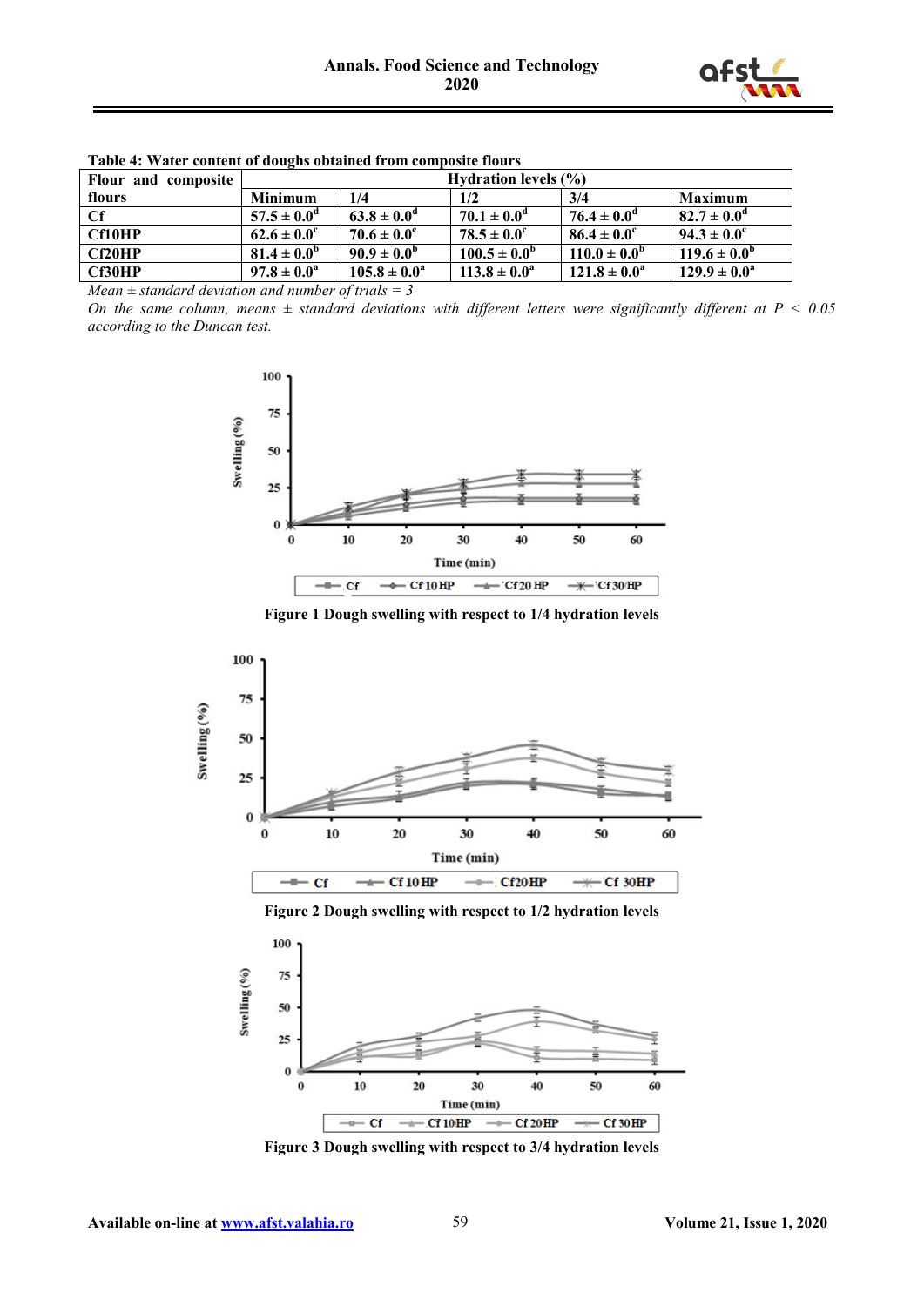Table 4: Water content of doughs obtained from composite flours

| Flour and composite flours | Hydration levels (%) | | | | |
|---|---|---|---|---|---|
| | Minimum | 1/4 | 1/2 | 3/4 | Maximum |
| Cf | $57.5 \pm 0.0^{d}$ | $63.8 \pm 0.0^{d}$ | $70.1 \pm 0.0^{d}$ | $76.4 \pm 0.0^{d}$ | $82.7 \pm 0.0^{d}$ |
| Cf10HP | $62.6 \pm 0.0^{c}$ | $70.6 \pm 0.0^{c}$ | $78.5 \pm 0.0^{c}$ | $86.4 \pm 0.0^{c}$ | $94.3 \pm 0.0^{c}$ |
| Cf20HP | $81.4 \pm 0.0^{b}$ | $90.9 \pm 0.0^{b}$ | $100.5 \pm 0.0^{b}$ | $110.0 \pm 0.0^{b}$ | $119.6 \pm 0.0^{b}$ |
| Cf30HP | $97.8 \pm 0.0^{a}$ | $105.8 \pm 0.0^{a}$ | $113.8 \pm 0.0^{a}$ | $121.8 \pm 0.0^{a}$ | $129.9 \pm 0.0^{a}$ |

*Mean ± standard deviation and number of trials = 3*

*On the same column, means ± standard deviations with different letters were significantly different at $P < 0.05$ according to the Duncan test.*

Figure 1 Dough swelling with respect to 1/4 hydration levels

Figure 2 Dough swelling with respect to 1/2 hydration levels

Figure 3 Dough swelling with respect to 3/4 hydration levels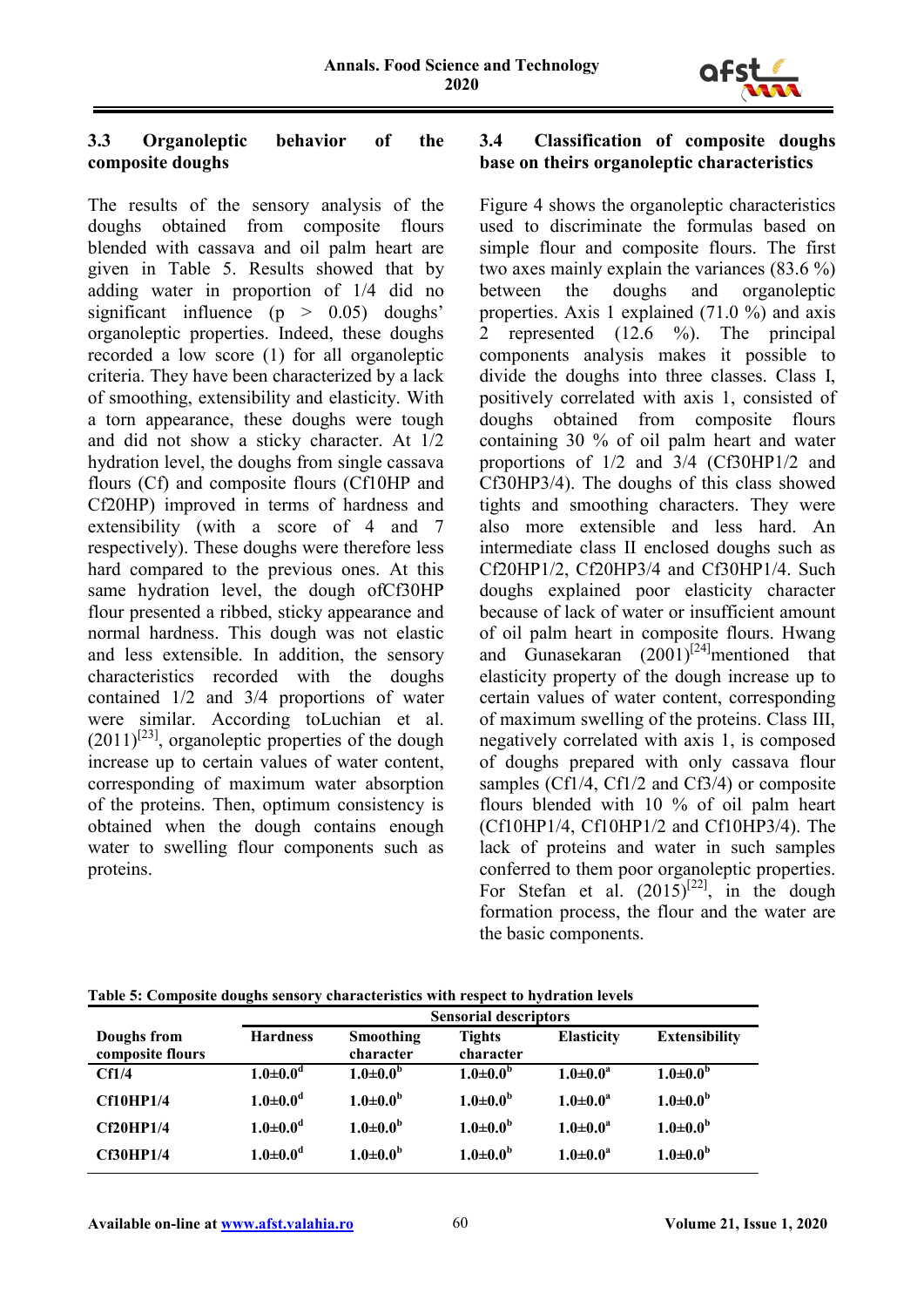### 3.3 Organoleptic behavior of the composite doughs

The results of the sensory analysis of the doughs obtained from composite flours blended with cassava and oil palm heart are given in Table 5. Results showed that by adding water in proportion of 1/4 did no significant influence ($p > 0.05$) doughs' organoleptic properties. Indeed, these doughs recorded a low score (1) for all organoleptic criteria. They have been characterized by a lack of smoothing, extensibility and elasticity. With a torn appearance, these doughs were tough and did not show a sticky character. At 1/2 hydration level, the doughs from single cassava flours (Cf) and composite flours (Cf10HP and Cf20HP) improved in terms of hardness and extensibility (with a score of 4 and 7 respectively). These doughs were therefore less hard compared to the previous ones. At this same hydration level, the dough ofCf30HP flour presented a ribbed, sticky appearance and normal hardness. This dough was not elastic and less extensible. In addition, the sensory characteristics recorded with the doughs contained 1/2 and 3/4 proportions of water were similar. According toLuchian et al. (2011)[23], organoleptic properties of the dough increase up to certain values of water content, corresponding of maximum water absorption of the proteins. Then, optimum consistency is obtained when the dough contains enough water to swelling flour components such as proteins.

### 3.4 Classification of composite doughs base on theirs organoleptic characteristics

Figure 4 shows the organoleptic characteristics used to discriminate the formulas based on simple flour and composite flours. The first two axes mainly explain the variances (83.6 %) between the doughs and organoleptic properties. Axis 1 explained (71.0 %) and axis 2 represented (12.6 %). The principal components analysis makes it possible to divide the doughs into three classes. Class I, positively correlated with axis 1, consisted of doughs obtained from composite flours containing 30 % of oil palm heart and water proportions of 1/2 and 3/4 (Cf30HP1/2 and Cf30HP3/4). The doughs of this class showed tights and smoothing characters. They were also more extensible and less hard. An intermediate class II enclosed doughs such as Cf20HP1/2, Cf20HP3/4 and Cf30HP1/4. Such doughs explained poor elasticity character because of lack of water or insufficient amount of oil palm heart in composite flours. Hwang and Gunasekaran (2001)[24]mentioned that elasticity property of the dough increase up to certain values of water content, corresponding of maximum swelling of the proteins. Class III, negatively correlated with axis 1, is composed of doughs prepared with only cassava flour samples (Cf1/4, Cf1/2 and Cf3/4) or composite flours blended with 10 % of oil palm heart (Cf10HP1/4, Cf10HP1/2 and Cf10HP3/4). The lack of proteins and water in such samples conferred to them poor organoleptic properties. For Stefan et al. (2015)[22], in the dough formation process, the flour and the water are the basic components.

**Table 5: Composite doughs sensory characteristics with respect to hydration levels**

| Doughs from composite flours | Sensorial descriptors | | | | |
|---|---|---|---|---|---|
| | **Hardness** | **Smoothing character** | **Tights character** | **Elasticity** | **Extensibility** |
| **Cf1/4** | $1.0±0.0^d$ | $1.0±0.0^b$ | $1.0±0.0^b$ | $1.0±0.0^a$ | $1.0±0.0^b$ |
| **Cf10HP1/4** | $1.0±0.0^d$ | $1.0±0.0^b$ | $1.0±0.0^b$ | $1.0±0.0^a$ | $1.0±0.0^b$ |
| **Cf20HP1/4** | $1.0±0.0^d$ | $1.0±0.0^b$ | $1.0±0.0^b$ | $1.0±0.0^a$ | $1.0±0.0^b$ |
| **Cf30HP1/4** | $1.0±0.0^d$ | $1.0±0.0^b$ | $1.0±0.0^b$ | $1.0±0.0^a$ | $1.0±0.0^b$ |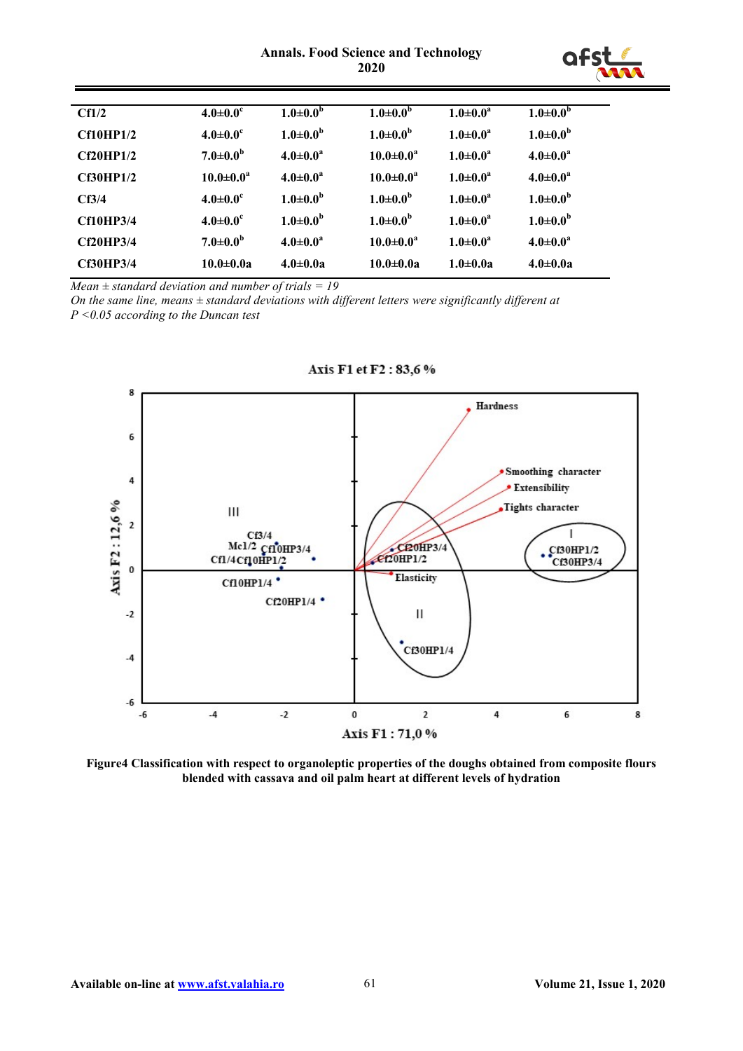| | | | | | |
|---|---|---|---|---|---|
| Cf1/2 | 4.0±0.0[c] | 1.0±0.0[b] | 1.0±0.0[b] | 1.0±0.0[a] | 1.0±0.0[b] |
| Cf10HP1/2 | 4.0±0.0[c] | 1.0±0.0[b] | 1.0±0.0[b] | 1.0±0.0[a] | 1.0±0.0[b] |
| Cf20HP1/2 | 7.0±0.0[b] | 4.0±0.0[a] | 10.0±0.0[a] | 1.0±0.0[a] | 4.0±0.0[a] |
| Cf30HP1/2 | 10.0±0.0[a] | 4.0±0.0[a] | 10.0±0.0[a] | 1.0±0.0[a] | 4.0±0.0[a] |
| Cf3/4 | 4.0±0.0[c] | 1.0±0.0[b] | 1.0±0.0[b] | 1.0±0.0[a] | 1.0±0.0[b] |
| Cf10HP3/4 | 4.0±0.0[c] | 1.0±0.0[b] | 1.0±0.0[b] | 1.0±0.0[a] | 1.0±0.0[b] |
| Cf20HP3/4 | 7.0±0.0[b] | 4.0±0.0[a] | 10.0±0.0[a] | 1.0±0.0[a] | 4.0±0.0[a] |
| Cf30HP3/4 | 10.0±0.0a | 4.0±0.0a | 10.0±0.0a | 1.0±0.0a | 4.0±0.0a |

*Mean ± standard deviation and number of trials = 19*
*On the same line, means ± standard deviations with different letters were significantly different at P <0.05 according to the Duncan test*

**Figure4 Classification with respect to organoleptic properties of the doughs obtained from composite flours blended with cassava and oil palm heart at different levels of hydration**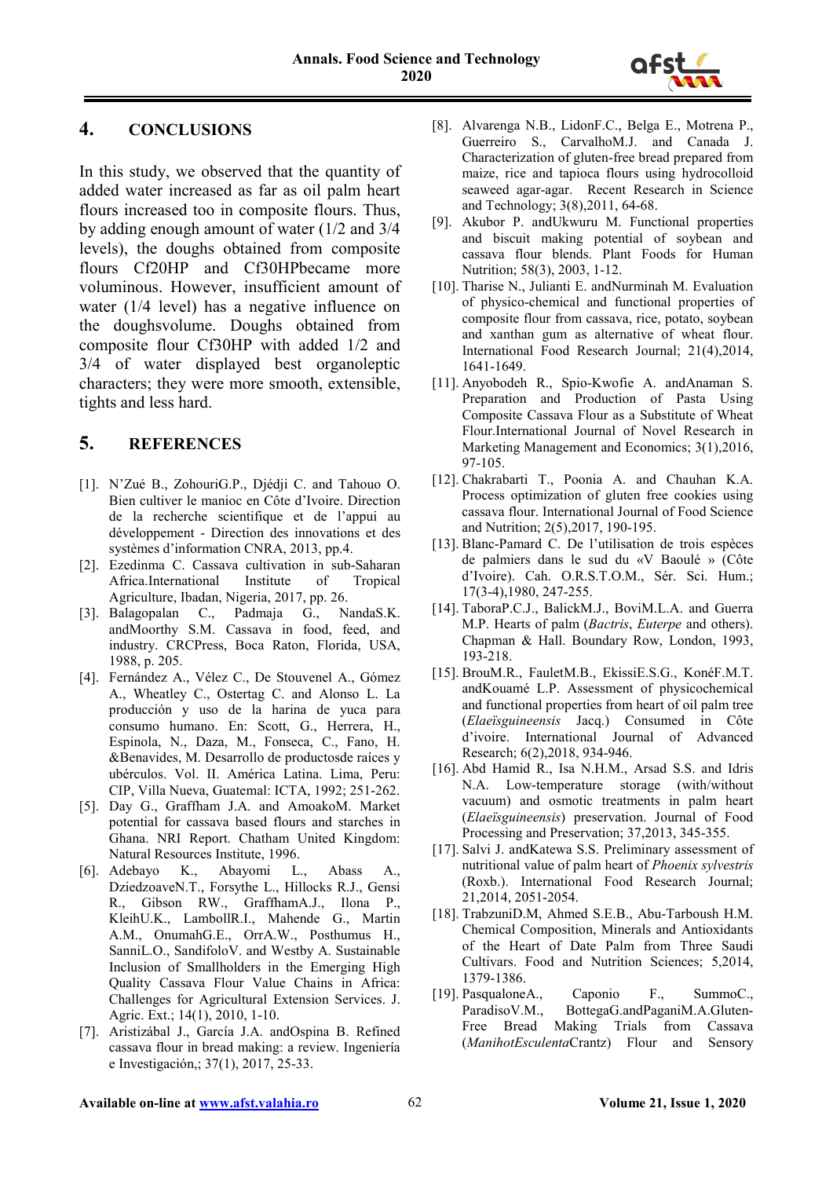## 4. CONCLUSIONS

In this study, we observed that the quantity of added water increased as far as oil palm heart flours increased too in composite flours. Thus, by adding enough amount of water (1/2 and 3/4 levels), the doughs obtained from composite flours Cf20HP and Cf30HPbecame more voluminous. However, insufficient amount of water (1/4 level) has a negative influence on the doughsvolume. Doughs obtained from composite flour Cf30HP with added 1/2 and 3/4 of water displayed best organoleptic characters; they were more smooth, extensible, tights and less hard.

## 5. REFERENCES

[1]. N'Zué B., ZohouriG.P., Djédji C. and Tahouo O. Bien cultiver le manioc en Côte d'Ivoire. Direction de la recherche scientifique et de l'appui au développement - Direction des innovations et des systèmes d'information CNRA, 2013, pp.4.

[2]. Ezedinma C. Cassava cultivation in sub-Saharan Africa.International Institute of Tropical Agriculture, Ibadan, Nigeria, 2017, pp. 26.

[3]. Balagopalan C., Padmaja G., NandaS.K. andMoorthy S.M. Cassava in food, feed, and industry. CRCPress, Boca Raton, Florida, USA, 1988, p. 205.

[4]. Fernández A., Vélez C., De Stouvenel A., Gómez A., Wheatley C., Ostertag C. and Alonso L. La producción y uso de la harina de yuca para consumo humano. En: Scott, G., Herrera, H., Espinola, N., Daza, M., Fonseca, C., Fano, H. &Benavides, M. Desarrollo de productosde raíces y ubérculos. Vol. II. América Latina. Lima, Peru: CIP, Villa Nueva, Guatemal: ICTA, 1992; 251-262.

[5]. Day G., Graffham J.A. and AmoakoM. Market potential for cassava based flours and starches in Ghana. NRI Report. Chatham United Kingdom: Natural Resources Institute, 1996.

[6]. Adebayo K., Abayomi L., Abass A., DziedzoaveN.T., Forsythe L., Hillocks R.J., Gensi R., Gibson RW., GraffhamA.J., Ilona P., KleihU.K., LambollR.I., Mahende G., Martin A.M., OnumahG.E., OrrA.W., Posthumus H., SanniL.O., SandifoloV. and Westby A. Sustainable Inclusion of Smallholders in the Emerging High Quality Cassava Flour Value Chains in Africa: Challenges for Agricultural Extension Services. J. Agric. Ext.; 14(1), 2010, 1-10.

[7]. Aristizábal J., García J.A. andOspina B. Refined cassava flour in bread making: a review. Ingeniería e Investigación,; 37(1), 2017, 25-33.

[8]. Alvarenga N.B., LidonF.C., Belga E., Motrena P., Guerreiro S., CarvalhoM.J. and Canada J. Characterization of gluten-free bread prepared from maize, rice and tapioca flours using hydrocolloid seaweed agar-agar. Recent Research in Science and Technology; 3(8),2011, 64-68.

[9]. Akubor P. andUkwuru M. Functional properties and biscuit making potential of soybean and cassava flour blends. Plant Foods for Human Nutrition; 58(3), 2003, 1-12.

[10]. Tharise N., Julianti E. andNurminah M. Evaluation of physico-chemical and functional properties of composite flour from cassava, rice, potato, soybean and xanthan gum as alternative of wheat flour. International Food Research Journal; 21(4),2014, 1641-1649.

[11]. Anyobodeh R., Spio-Kwofie A. andAnaman S. Preparation and Production of Pasta Using Composite Cassava Flour as a Substitute of Wheat Flour.International Journal of Novel Research in Marketing Management and Economics; 3(1),2016, 97-105.

[12]. Chakrabarti T., Poonia A. and Chauhan K.A. Process optimization of gluten free cookies using cassava flour. International Journal of Food Science and Nutrition; 2(5),2017, 190-195.

[13]. Blanc-Pamard C. De l'utilisation de trois espèces de palmiers dans le sud du «V Baoulé » (Côte d'Ivoire). Cah. O.R.S.T.O.M., Sér. Sci. Hum.; 17(3-4),1980, 247-255.

[14]. TaboraP.C.J., BalickM.J., BoviM.L.A. and Guerra M.P. Hearts of palm (*Bactris*, *Euterpe* and others). Chapman & Hall. Boundary Row, London, 1993, 193-218.

[15]. BrouM.R., FauletM.B., EkissiE.S.G., KonéF.M.T. andKouamé L.P. Assessment of physicochemical and functional properties from heart of oil palm tree (*Elaeïsguineensis* Jacq.) Consumed in Côte d'ivoire. International Journal of Advanced Research; 6(2),2018, 934-946.

[16]. Abd Hamid R., Isa N.H.M., Arsad S.S. and Idris N.A. Low-temperature storage (with/without vacuum) and osmotic treatments in palm heart (*Elaeïsguineensis*) preservation. Journal of Food Processing and Preservation; 37,2013, 345-355.

[17]. Salvi J. andKatewa S.S. Preliminary assessment of nutritional value of palm heart of *Phoenix sylvestris* (Roxb.). International Food Research Journal; 21,2014, 2051-2054.

[18]. TrabzuniD.M, Ahmed S.E.B., Abu-Tarboush H.M. Chemical Composition, Minerals and Antioxidants of the Heart of Date Palm from Three Saudi Cultivars. Food and Nutrition Sciences; 5,2014, 1379-1386.

[19]. PasqualoneA., Caponio F., SummoC., ParadisoV.M., BottegaG.andPaganiM.A.Gluten-Free Bread Making Trials from Cassava (*ManihotEsculenta*Crantz) Flour and Sensory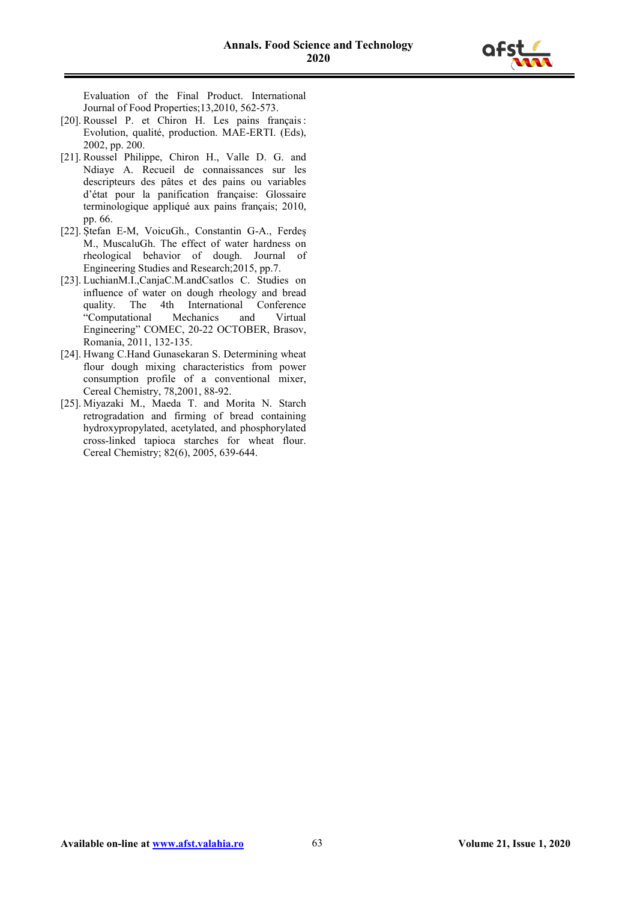Evaluation of the Final Product. International Journal of Food Properties;13,2010, 562-573.

[20]. Roussel P. et Chiron H. Les pains français : Evolution, qualité, production. MAE-ERTI. (Eds), 2002, pp. 200.

[21]. Roussel Philippe, Chiron H., Valle D. G. and Ndiaye A. Recueil de connaissances sur les descripteurs des pâtes et des pains ou variables d'état pour la panification française: Glossaire terminologique appliqué aux pains français; 2010, pp. 66.

[22]. Ștefan E-M, VoicuGh., Constantin G-A., Ferdeș M., MuscaluGh. The effect of water hardness on rheological behavior of dough. Journal of Engineering Studies and Research;2015, pp.7.

[23]. LuchianM.I.,CanjaC.M.andCsatlos C. Studies on influence of water on dough rheology and bread quality. The 4th International Conference "Computational Mechanics and Virtual Engineering" COMEC, 20-22 OCTOBER, Brasov, Romania, 2011, 132-135.

[24]. Hwang C.Hand Gunasekaran S. Determining wheat flour dough mixing characteristics from power consumption profile of a conventional mixer, Cereal Chemistry, 78,2001, 88-92.

[25]. Miyazaki M., Maeda T. and Morita N. Starch retrogradation and firming of bread containing hydroxypropylated, acetylated, and phosphorylated cross-linked tapioca starches for wheat flour. Cereal Chemistry; 82(6), 2005, 639-644.